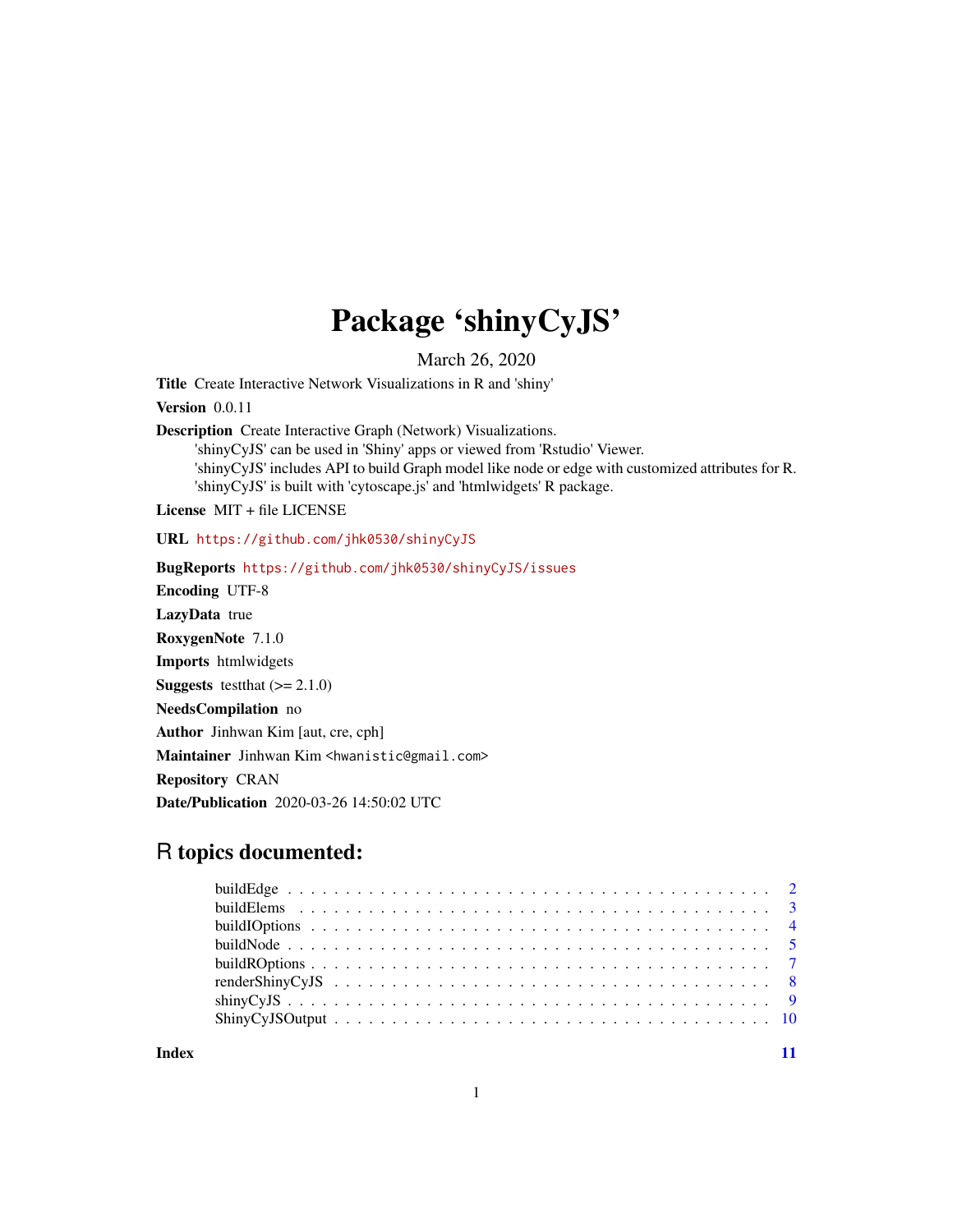# Package 'shinyCyJS'

March 26, 2020

**Title** Create Interactive Network Visualizations in R and 'shiny'

**Version** 0.0.11

**Description** Create Interactive Graph (Network) Visualizations.
'shinyCyJS' can be used in 'Shiny' apps or viewed from 'Rstudio' Viewer.
'shinyCyJS' includes API to build Graph model like node or edge with customized attributes for R.
'shinyCyJS' is built with 'cytoscape.js' and 'htmlwidgets' R package.

**License** MIT + file LICENSE

**URL** https://github.com/jhk0530/shinyCyJS

**BugReports** https://github.com/jhk0530/shinyCyJS/issues

**Encoding** UTF-8

**LazyData** true

**RoxygenNote** 7.1.0

**Imports** htmlwidgets

**Suggests** testthat (>= 2.1.0)

**NeedsCompilation** no

**Author** Jinhwan Kim [aut, cre, cph]

**Maintainer** Jinhwan Kim <hwanistic@gmail.com>

**Repository** CRAN

**Date/Publication** 2020-03-26 14:50:02 UTC

## R topics documented:

- buildEdge . . . . . . . . . . 2
- buildElems . . . . . . . . . . 3
- buildIOptions . . . . . . . . . . 4
- buildNode . . . . . . . . . . 5
- buildROptions . . . . . . . . . . 7
- renderShinyCyJS . . . . . . . . . . 8
- shinyCyJS . . . . . . . . . . 9
- ShinyCyJSOutput . . . . . . . . . . 10

**Index** **11**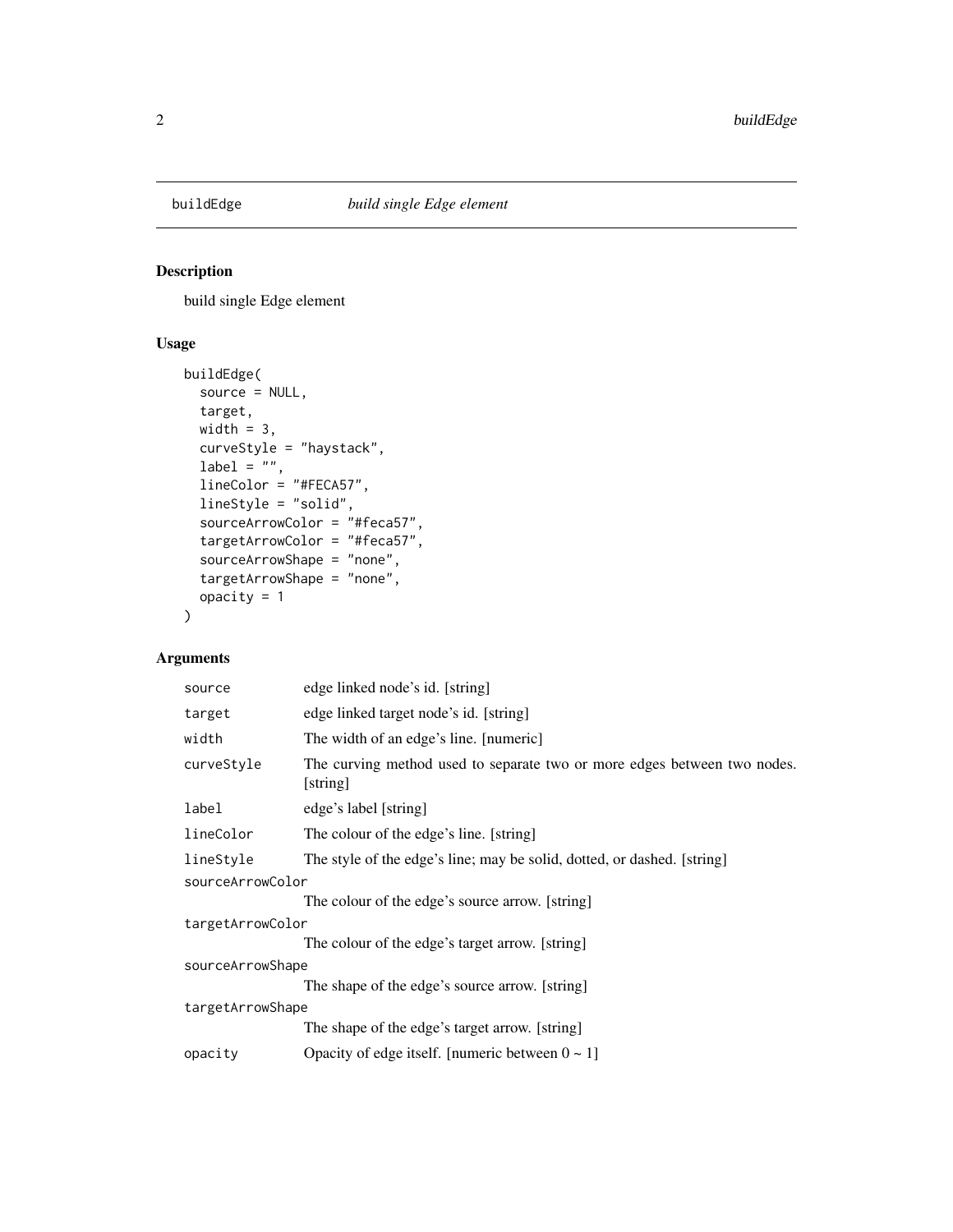## buildEdge — *build single Edge element*

### Description

build single Edge element

### Usage

```
buildEdge(
  source = NULL,
  target,
  width = 3,
  curveStyle = "haystack",
  label = "",
  lineColor = "#FECA57",
  lineStyle = "solid",
  sourceArrowColor = "#feca57",
  targetArrowColor = "#feca57",
  sourceArrowShape = "none",
  targetArrowShape = "none",
  opacity = 1
)
```

### Arguments

| Argument | Description |
| --- | --- |
| `source` | edge linked node's id. [string] |
| `target` | edge linked target node's id. [string] |
| `width` | The width of an edge's line. [numeric] |
| `curveStyle` | The curving method used to separate two or more edges between two nodes. [string] |
| `label` | edge's label [string] |
| `lineColor` | The colour of the edge's line. [string] |
| `lineStyle` | The style of the edge's line; may be solid, dotted, or dashed. [string] |
| `sourceArrowColor` | The colour of the edge's source arrow. [string] |
| `targetArrowColor` | The colour of the edge's target arrow. [string] |
| `sourceArrowShape` | The shape of the edge's source arrow. [string] |
| `targetArrowShape` | The shape of the edge's target arrow. [string] |
| `opacity` | Opacity of edge itself. [numeric between 0 ~ 1] |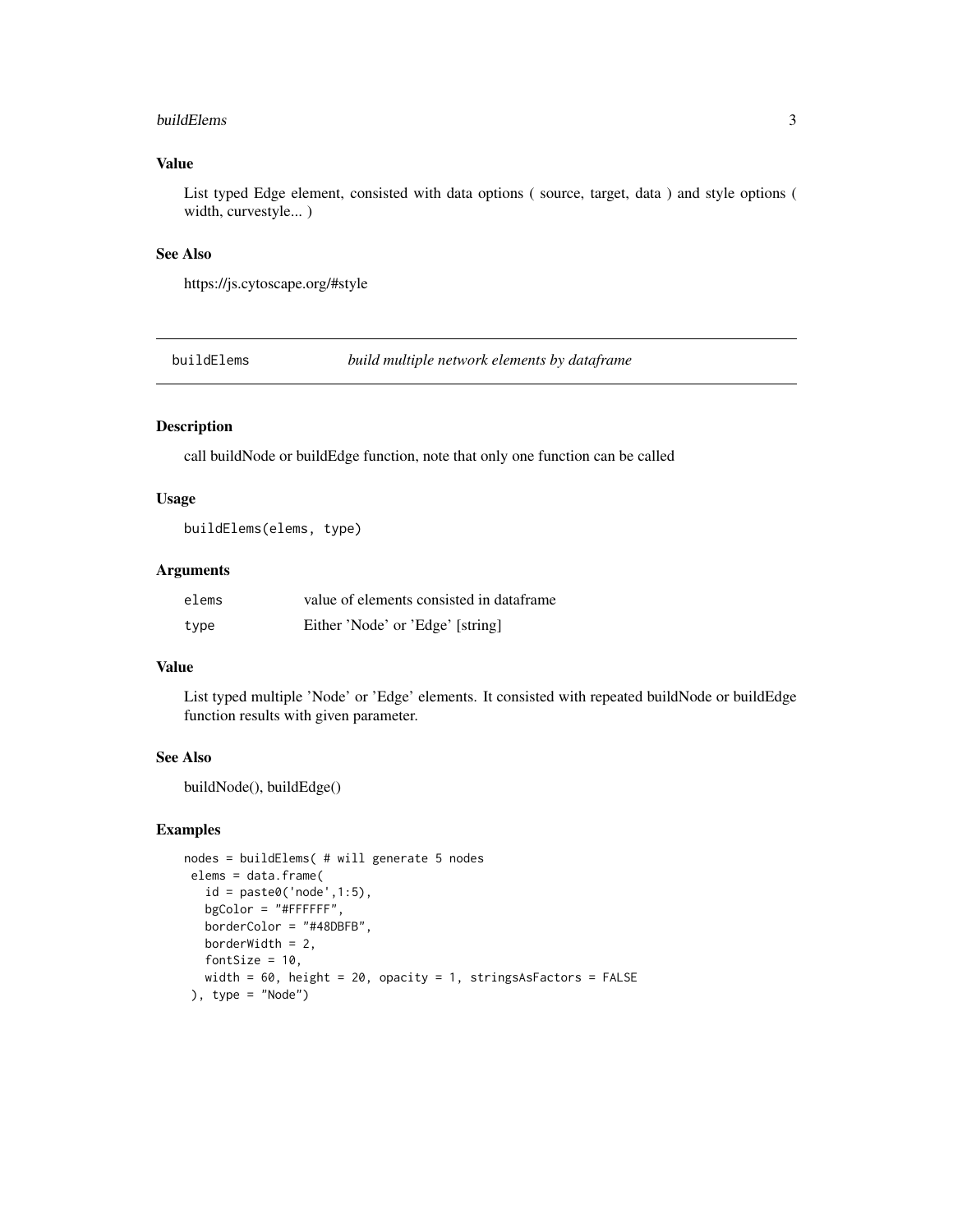### Value

List typed Edge element, consisted with data options ( source, target, data ) and style options ( width, curvestyle... )

### See Also

https://js.cytoscape.org/#style

---

## buildElems *build multiple network elements by dataframe*

### Description

call buildNode or buildEdge function, note that only one function can be called

### Usage

```
buildElems(elems, type)
```

### Arguments

| | |
|---|---|
| elems | value of elements consisted in dataframe |
| type | Either 'Node' or 'Edge' [string] |

### Value

List typed multiple 'Node' or 'Edge' elements. It consisted with repeated buildNode or buildEdge function results with given parameter.

### See Also

buildNode(), buildEdge()

### Examples

```
nodes = buildElems( # will generate 5 nodes
 elems = data.frame(
   id = paste0('node',1:5),
   bgColor = "#FFFFFF",
   borderColor = "#48DBFB",
   borderWidth = 2,
   fontSize = 10,
   width = 60, height = 20, opacity = 1, stringsAsFactors = FALSE
 ), type = "Node")
```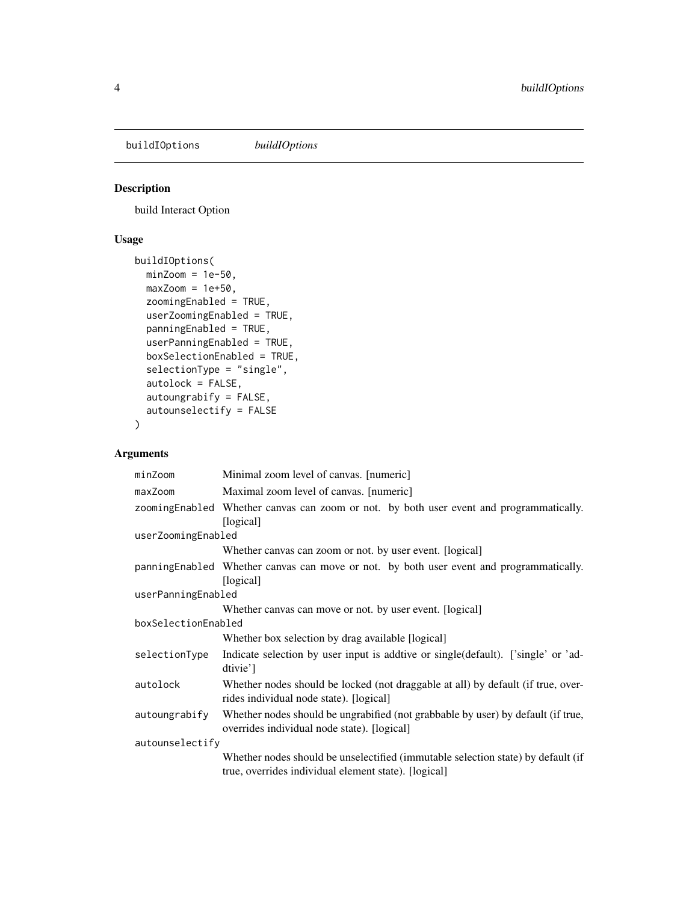buildIOptions *buildIOptions*

## Description

build Interact Option

## Usage

```
buildIOptions(
  minZoom = 1e-50,
  maxZoom = 1e+50,
  zoomingEnabled = TRUE,
  userZoomingEnabled = TRUE,
  panningEnabled = TRUE,
  userPanningEnabled = TRUE,
  boxSelectionEnabled = TRUE,
  selectionType = "single",
  autolock = FALSE,
  autoungrabify = FALSE,
  autounselectify = FALSE
)
```

## Arguments

| Argument | Description |
| --- | --- |
| `minZoom` | Minimal zoom level of canvas. [numeric] |
| `maxZoom` | Maximal zoom level of canvas. [numeric] |
| `zoomingEnabled` | Whether canvas can zoom or not. by both user event and programmatically. [logical] |
| `userZoomingEnabled` | Whether canvas can zoom or not. by user event. [logical] |
| `panningEnabled` | Whether canvas can move or not. by both user event and programmatically. [logical] |
| `userPanningEnabled` | Whether canvas can move or not. by user event. [logical] |
| `boxSelectionEnabled` | Whether box selection by drag available [logical] |
| `selectionType` | Indicate selection by user input is addtive or single(default). ['single' or 'adtivie'] |
| `autolock` | Whether nodes should be locked (not draggable at all) by default (if true, overrides individual node state). [logical] |
| `autoungrabify` | Whether nodes should be ungrabified (not grabbable by user) by default (if true, overrides individual node state). [logical] |
| `autounselectify` | Whether nodes should be unselectified (immutable selection state) by default (if true, overrides individual element state). [logical] |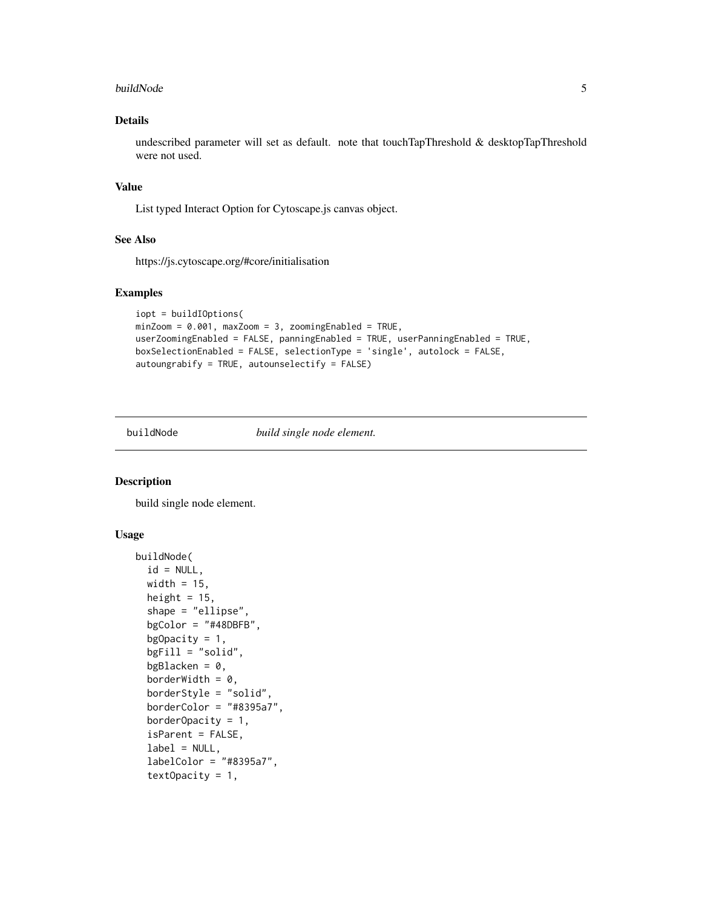### Details

undescribed parameter will set as default. note that touchTapThreshold & desktopTapThreshold were not used.

### Value

List typed Interact Option for Cytoscape.js canvas object.

### See Also

https://js.cytoscape.org/#core/initialisation

### Examples

```
iopt = buildIOptions(
minZoom = 0.001, maxZoom = 3, zoomingEnabled = TRUE,
userZoomingEnabled = FALSE, panningEnabled = TRUE, userPanningEnabled = TRUE,
boxSelectionEnabled = FALSE, selectionType = 'single', autolock = FALSE,
autoungrabify = TRUE, autounselectify = FALSE)
```

---

## buildNode *build single node element.*

### Description

build single node element.

### Usage

```
buildNode(
  id = NULL,
  width = 15,
  height = 15,
  shape = "ellipse",
  bgColor = "#48DBFB",
  bgOpacity = 1,
  bgFill = "solid",
  bgBlacken = 0,
  borderWidth = 0,
  borderStyle = "solid",
  borderColor = "#8395a7",
  borderOpacity = 1,
  isParent = FALSE,
  label = NULL,
  labelColor = "#8395a7",
  textOpacity = 1,
```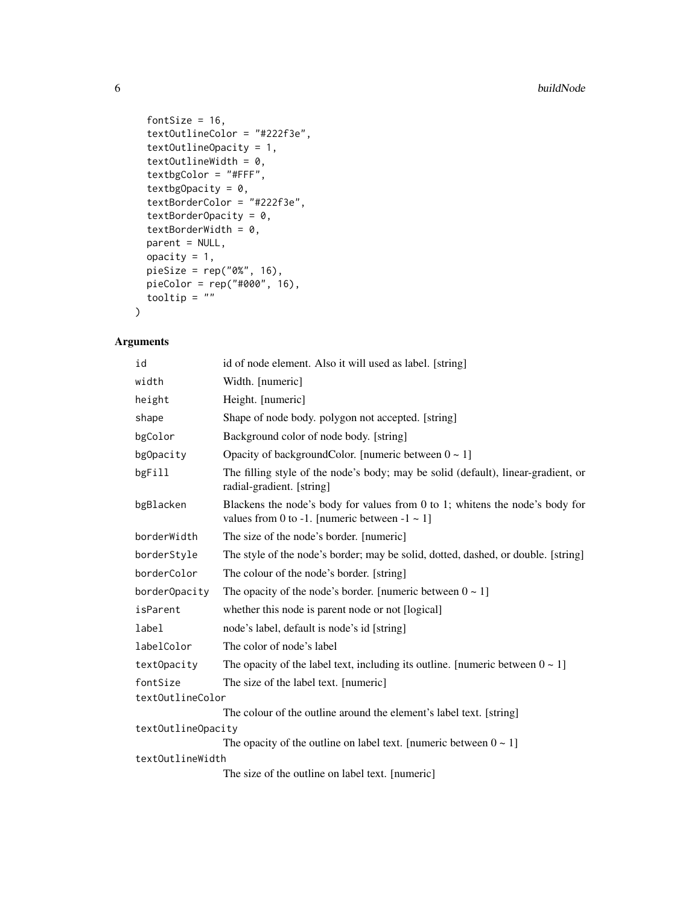```
  fontSize = 16,
  textOutlineColor = "#222f3e",
  textOutlineOpacity = 1,
  textOutlineWidth = 0,
  textbgColor = "#FFF",
  textbgOpacity = 0,
  textBorderColor = "#222f3e",
  textBorderOpacity = 0,
  textBorderWidth = 0,
  parent = NULL,
  opacity = 1,
  pieSize = rep("0%", 16),
  pieColor = rep("#000", 16),
  tooltip = ""
)
```

## Arguments

| Argument | Description |
|---|---|
| `id` | id of node element. Also it will used as label. [string] |
| `width` | Width. [numeric] |
| `height` | Height. [numeric] |
| `shape` | Shape of node body. polygon not accepted. [string] |
| `bgColor` | Background color of node body. [string] |
| `bgOpacity` | Opacity of backgroundColor. [numeric between 0 ~ 1] |
| `bgFill` | The filling style of the node's body; may be solid (default), linear-gradient, or radial-gradient. [string] |
| `bgBlacken` | Blackens the node's body for values from 0 to 1; whitens the node's body for values from 0 to -1. [numeric between -1 ~ 1] |
| `borderWidth` | The size of the node's border. [numeric] |
| `borderStyle` | The style of the node's border; may be solid, dotted, dashed, or double. [string] |
| `borderColor` | The colour of the node's border. [string] |
| `borderOpacity` | The opacity of the node's border. [numeric between 0 ~ 1] |
| `isParent` | whether this node is parent node or not [logical] |
| `label` | node's label, default is node's id [string] |
| `labelColor` | The color of node's label |
| `textOpacity` | The opacity of the label text, including its outline. [numeric between 0 ~ 1] |
| `fontSize` | The size of the label text. [numeric] |
| `textOutlineColor` | The colour of the outline around the element's label text. [string] |
| `textOutlineOpacity` | The opacity of the outline on label text. [numeric between 0 ~ 1] |
| `textOutlineWidth` | The size of the outline on label text. [numeric] |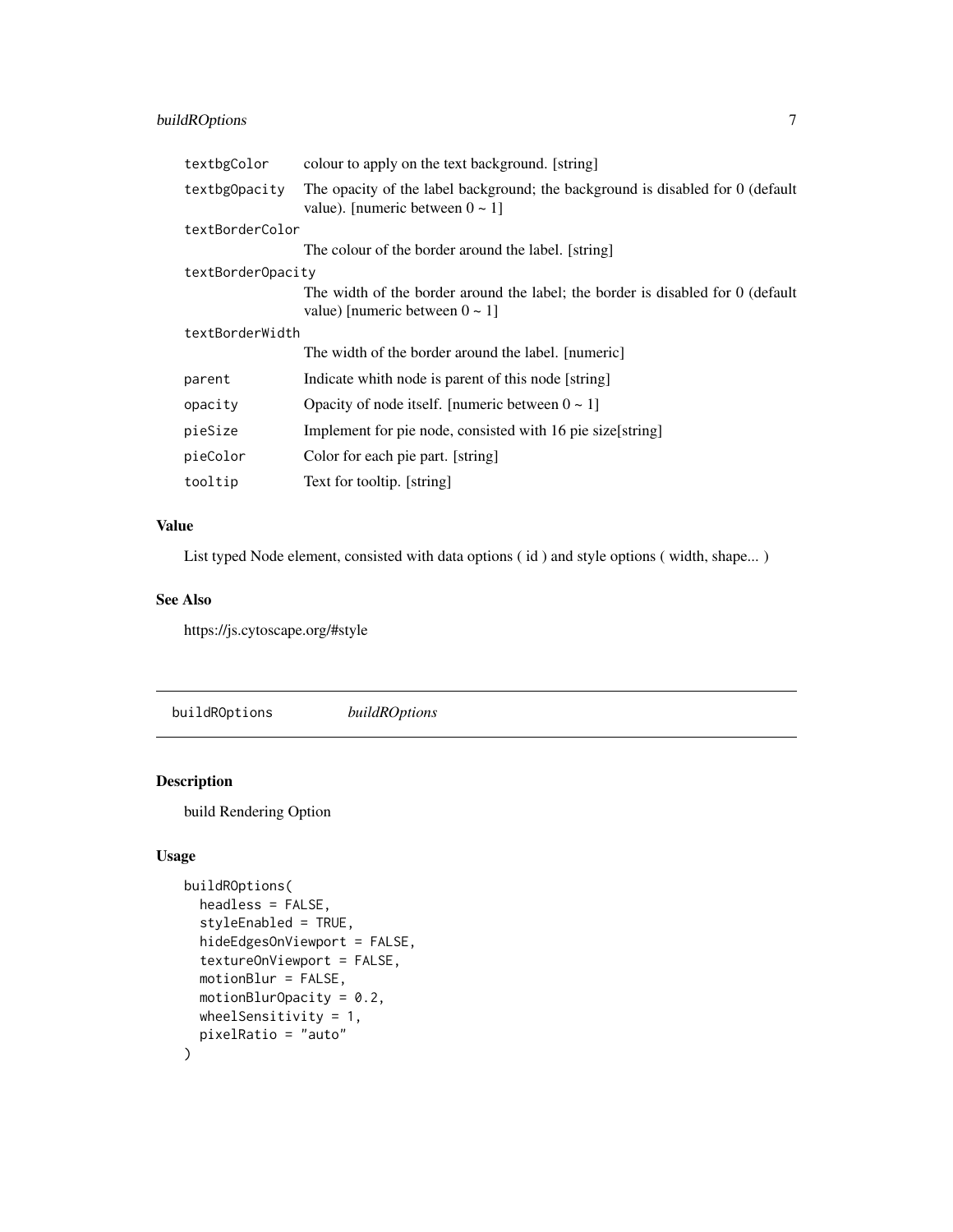| | |
|---|---|
| `textbgColor` | colour to apply on the text background. [string] |
| `textbgOpacity` | The opacity of the label background; the background is disabled for 0 (default value). [numeric between 0 ~ 1] |
| `textBorderColor` | The colour of the border around the label. [string] |
| `textBorderOpacity` | The width of the border around the label; the border is disabled for 0 (default value) [numeric between 0 ~ 1] |
| `textBorderWidth` | The width of the border around the label. [numeric] |
| `parent` | Indicate whith node is parent of this node [string] |
| `opacity` | Opacity of node itself. [numeric between 0 ~ 1] |
| `pieSize` | Implement for pie node, consisted with 16 pie size[string] |
| `pieColor` | Color for each pie part. [string] |
| `tooltip` | Text for tooltip. [string] |

## Value

List typed Node element, consisted with data options ( id ) and style options ( width, shape... )

## See Also

https://js.cytoscape.org/#style

---

# buildROptions *buildROptions*

## Description

build Rendering Option

## Usage

```
buildROptions(
  headless = FALSE,
  styleEnabled = TRUE,
  hideEdgesOnViewport = FALSE,
  textureOnViewport = FALSE,
  motionBlur = FALSE,
  motionBlurOpacity = 0.2,
  wheelSensitivity = 1,
  pixelRatio = "auto"
)
```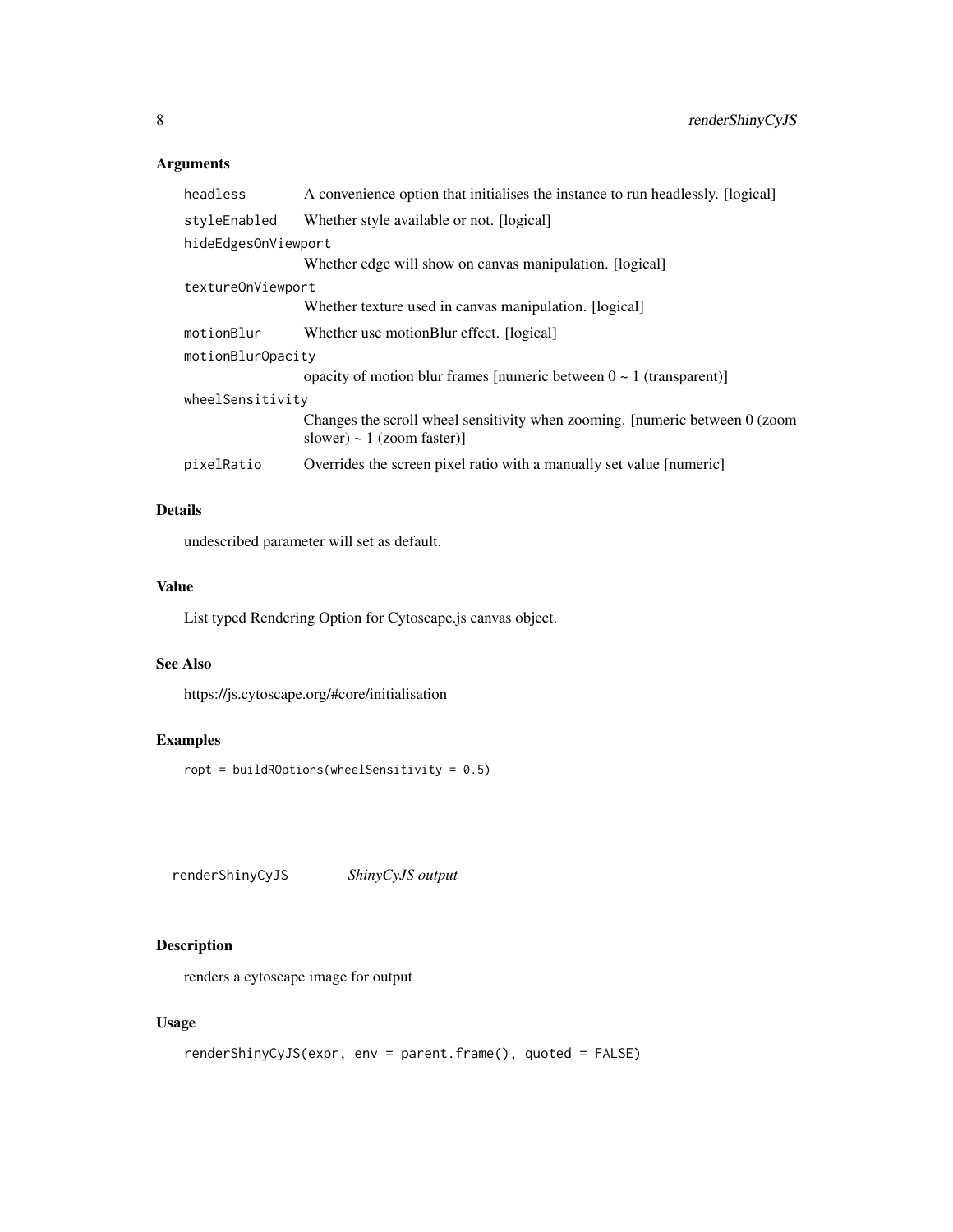## Arguments

| | |
|---|---|
| `headless` | A convenience option that initialises the instance to run headlessly. [logical] |
| `styleEnabled` | Whether style available or not. [logical] |
| `hideEdgesOnViewport` | Whether edge will show on canvas manipulation. [logical] |
| `textureOnViewport` | Whether texture used in canvas manipulation. [logical] |
| `motionBlur` | Whether use motionBlur effect. [logical] |
| `motionBlurOpacity` | opacity of motion blur frames [numeric between 0 ~ 1 (transparent)] |
| `wheelSensitivity` | Changes the scroll wheel sensitivity when zooming. [numeric between 0 (zoom slower) ~ 1 (zoom faster)] |
| `pixelRatio` | Overrides the screen pixel ratio with a manually set value [numeric] |

## Details

undescribed parameter will set as default.

## Value

List typed Rendering Option for Cytoscape.js canvas object.

## See Also

https://js.cytoscape.org/#core/initialisation

## Examples

```
ropt = buildROptions(wheelSensitivity = 0.5)
```

---

# renderShinyCyJS *ShinyCyJS output*

---

## Description

renders a cytoscape image for output

## Usage

```
renderShinyCyJS(expr, env = parent.frame(), quoted = FALSE)
```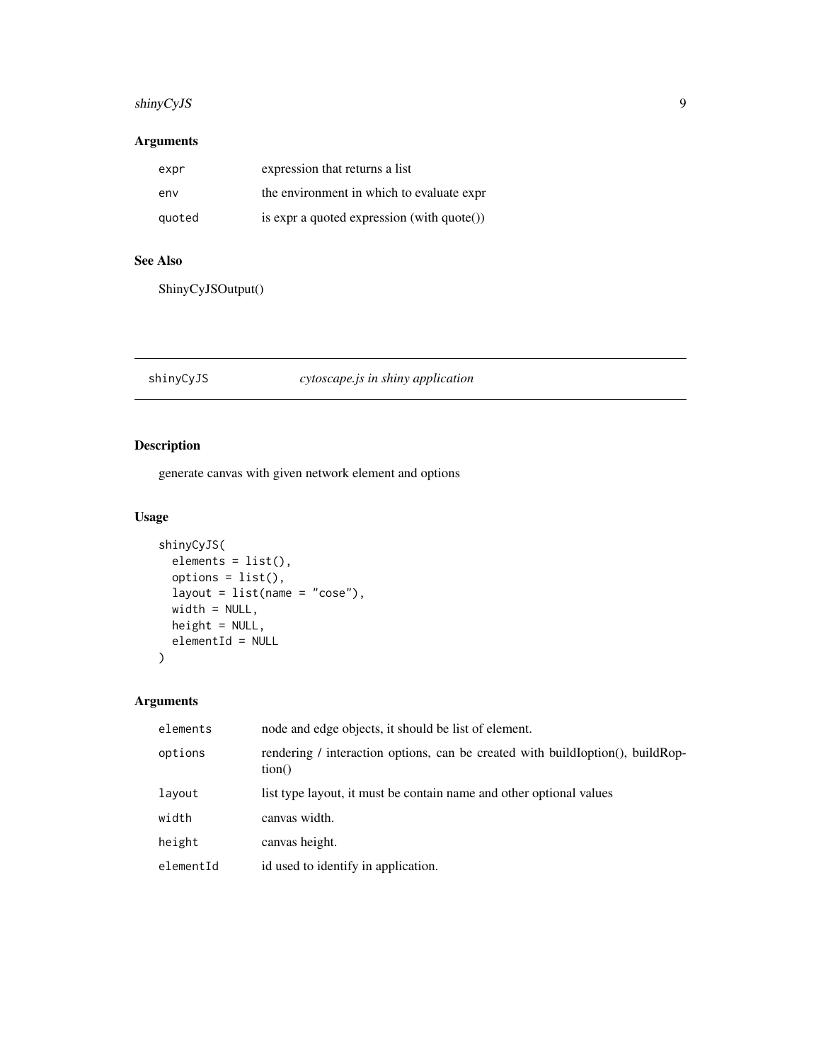### Arguments

| | |
|---|---|
| expr | expression that returns a list |
| env | the environment in which to evaluate expr |
| quoted | is expr a quoted expression (with quote()) |

### See Also

ShinyCyJSOutput()

---

## shinyCyJS *cytoscape.js in shiny application*

---

### Description

generate canvas with given network element and options

### Usage

```
shinyCyJS(
  elements = list(),
  options = list(),
  layout = list(name = "cose"),
  width = NULL,
  height = NULL,
  elementId = NULL
)
```

### Arguments

| | |
|---|---|
| elements | node and edge objects, it should be list of element. |
| options | rendering / interaction options, can be created with buildIoption(), buildRoption() |
| layout | list type layout, it must be contain name and other optional values |
| width | canvas width. |
| height | canvas height. |
| elementId | id used to identify in application. |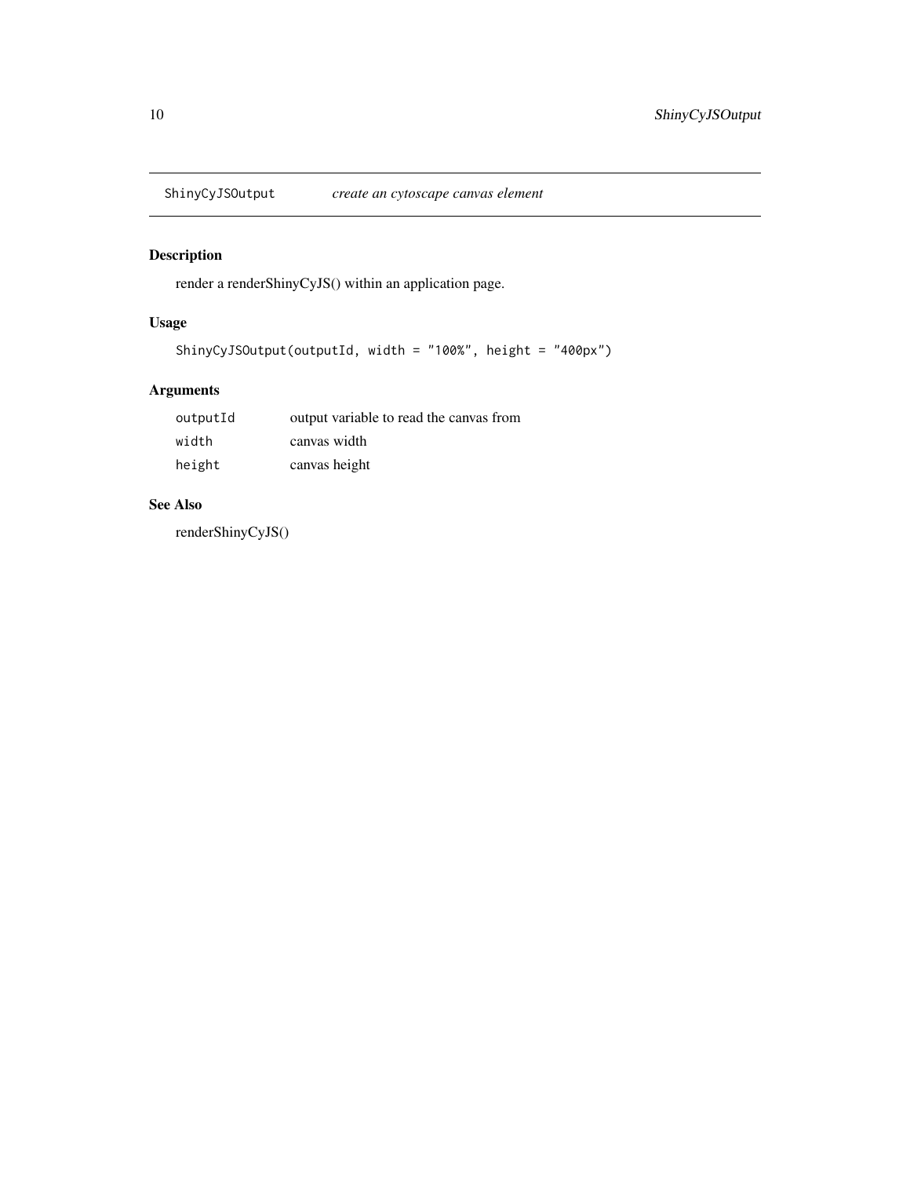# ShinyCyJSOutput — *create an cytoscape canvas element*

## Description

render a renderShinyCyJS() within an application page.

## Usage

```
ShinyCyJSOutput(outputId, width = "100%", height = "400px")
```

## Arguments

| | |
|---|---|
| `outputId` | output variable to read the canvas from |
| `width` | canvas width |
| `height` | canvas height |

## See Also

renderShinyCyJS()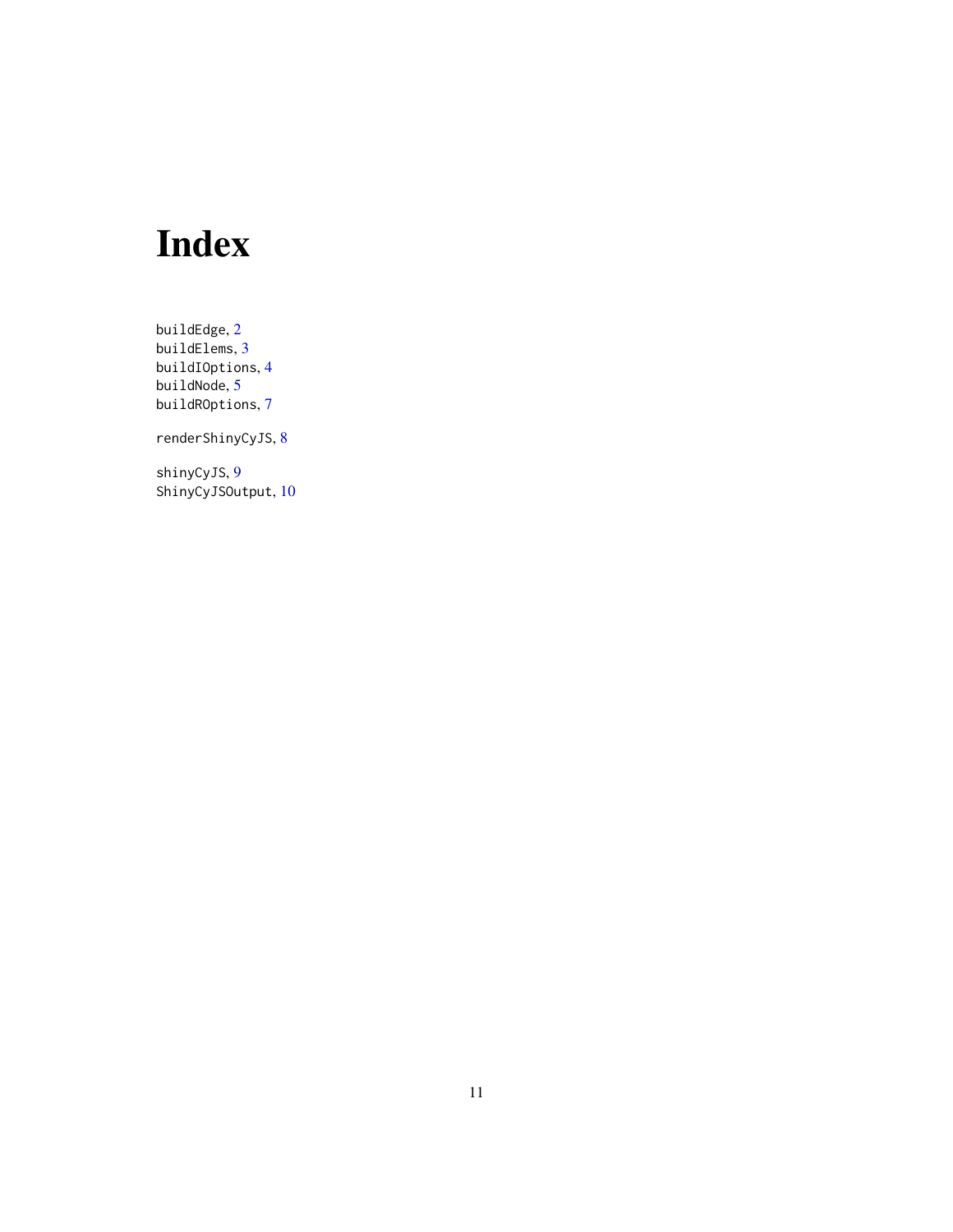# Index

buildEdge, 2
buildElems, 3
buildIOptions, 4
buildNode, 5
buildROptions, 7

renderShinyCyJS, 8

shinyCyJS, 9
ShinyCyJSOutput, 10